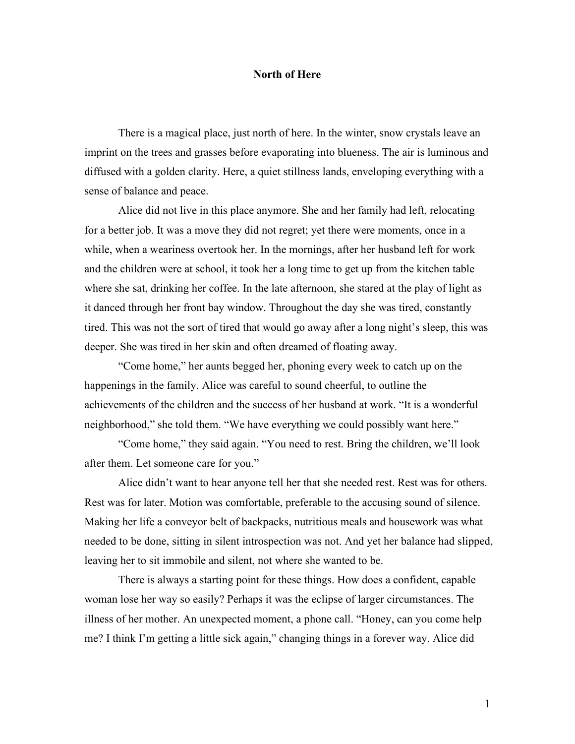# North of Here

There is a magical place, just north of here. In the winter, snow crystals leave an imprint on the trees and grasses before evaporating into blueness. The air is luminous and diffused with a golden clarity. Here, a quiet stillness lands, enveloping everything with a sense of balance and peace.

Alice did not live in this place anymore. She and her family had left, relocating for a better job. It was a move they did not regret; yet there were moments, once in a while, when a weariness overtook her. In the mornings, after her husband left for work and the children were at school, it took her a long time to get up from the kitchen table where she sat, drinking her coffee. In the late afternoon, she stared at the play of light as it danced through her front bay window. Throughout the day she was tired, constantly tired. This was not the sort of tired that would go away after a long night's sleep, this was deeper. She was tired in her skin and often dreamed of floating away.

"Come home," her aunts begged her, phoning every week to catch up on the happenings in the family. Alice was careful to sound cheerful, to outline the achievements of the children and the success of her husband at work. "It is a wonderful neighborhood," she told them. "We have everything we could possibly want here."

"Come home," they said again. "You need to rest. Bring the children, we'll look after them. Let someone care for you."

Alice didn't want to hear anyone tell her that she needed rest. Rest was for others. Rest was for later. Motion was comfortable, preferable to the accusing sound of silence. Making her life a conveyor belt of backpacks, nutritious meals and housework was what needed to be done, sitting in silent introspection was not. And yet her balance had slipped, leaving her to sit immobile and silent, not where she wanted to be.

There is always a starting point for these things. How does a confident, capable woman lose her way so easily? Perhaps it was the eclipse of larger circumstances. The illness of her mother. An unexpected moment, a phone call. "Honey, can you come help me? I think I'm getting a little sick again," changing things in a forever way. Alice did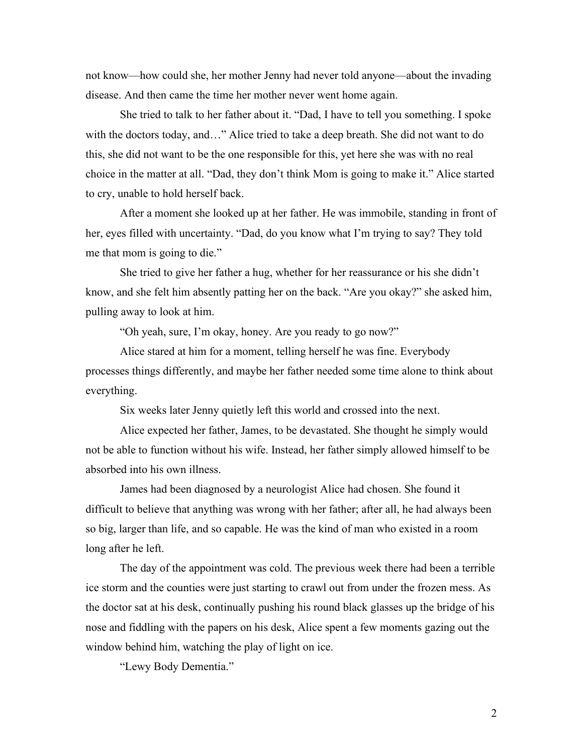not know—how could she, her mother Jenny had never told anyone—about the invading disease. And then came the time her mother never went home again.

She tried to talk to her father about it. "Dad, I have to tell you something. I spoke with the doctors today, and…" Alice tried to take a deep breath. She did not want to do this, she did not want to be the one responsible for this, yet here she was with no real choice in the matter at all. "Dad, they don't think Mom is going to make it." Alice started to cry, unable to hold herself back.

After a moment she looked up at her father. He was immobile, standing in front of her, eyes filled with uncertainty. "Dad, do you know what I'm trying to say? They told me that mom is going to die."

She tried to give her father a hug, whether for her reassurance or his she didn't know, and she felt him absently patting her on the back. "Are you okay?" she asked him, pulling away to look at him.

"Oh yeah, sure, I'm okay, honey. Are you ready to go now?"

Alice stared at him for a moment, telling herself he was fine. Everybody processes things differently, and maybe her father needed some time alone to think about everything.

Six weeks later Jenny quietly left this world and crossed into the next.

Alice expected her father, James, to be devastated. She thought he simply would not be able to function without his wife. Instead, her father simply allowed himself to be absorbed into his own illness.

James had been diagnosed by a neurologist Alice had chosen. She found it difficult to believe that anything was wrong with her father; after all, he had always been so big, larger than life, and so capable. He was the kind of man who existed in a room long after he left.

The day of the appointment was cold. The previous week there had been a terrible ice storm and the counties were just starting to crawl out from under the frozen mess. As the doctor sat at his desk, continually pushing his round black glasses up the bridge of his nose and fiddling with the papers on his desk, Alice spent a few moments gazing out the window behind him, watching the play of light on ice.

"Lewy Body Dementia."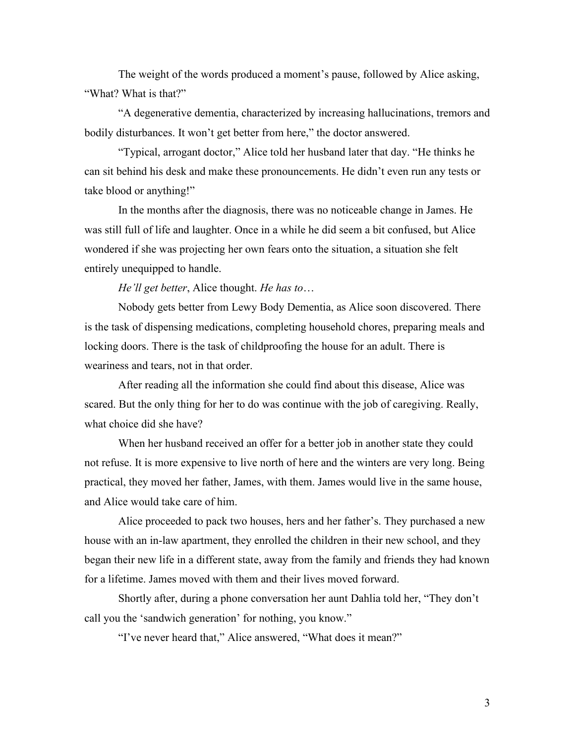The weight of the words produced a moment's pause, followed by Alice asking, "What? What is that?"

"A degenerative dementia, characterized by increasing hallucinations, tremors and bodily disturbances. It won't get better from here," the doctor answered.

"Typical, arrogant doctor," Alice told her husband later that day. "He thinks he can sit behind his desk and make these pronouncements. He didn't even run any tests or take blood or anything!"

In the months after the diagnosis, there was no noticeable change in James. He was still full of life and laughter. Once in a while he did seem a bit confused, but Alice wondered if she was projecting her own fears onto the situation, a situation she felt entirely unequipped to handle.

*He'll get better*, Alice thought. *He has to*…

Nobody gets better from Lewy Body Dementia, as Alice soon discovered. There is the task of dispensing medications, completing household chores, preparing meals and locking doors. There is the task of childproofing the house for an adult. There is weariness and tears, not in that order.

After reading all the information she could find about this disease, Alice was scared. But the only thing for her to do was continue with the job of caregiving. Really, what choice did she have?

When her husband received an offer for a better job in another state they could not refuse. It is more expensive to live north of here and the winters are very long. Being practical, they moved her father, James, with them. James would live in the same house, and Alice would take care of him.

Alice proceeded to pack two houses, hers and her father's. They purchased a new house with an in-law apartment, they enrolled the children in their new school, and they began their new life in a different state, away from the family and friends they had known for a lifetime. James moved with them and their lives moved forward.

Shortly after, during a phone conversation her aunt Dahlia told her, "They don't call you the 'sandwich generation' for nothing, you know."

"I've never heard that," Alice answered, "What does it mean?"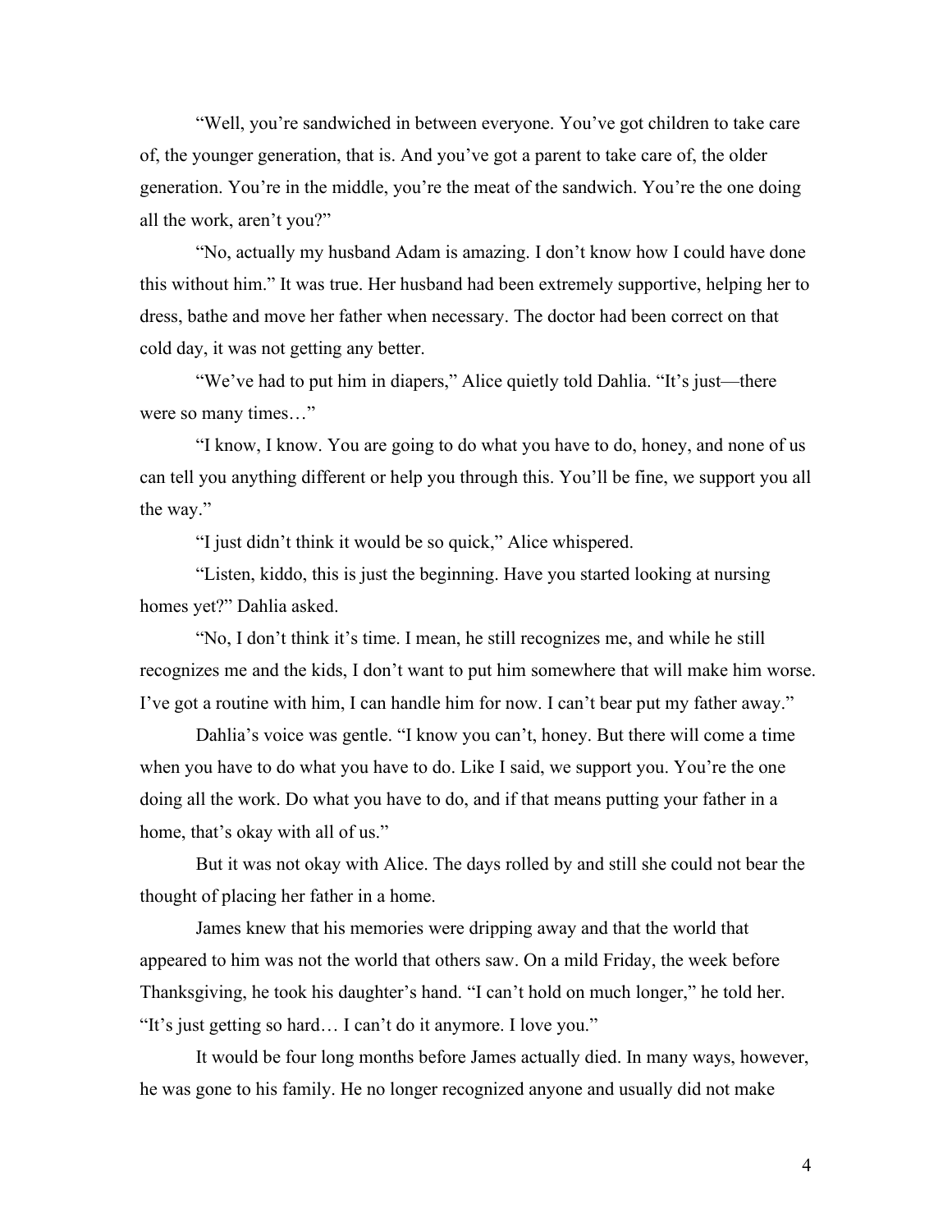"Well, you're sandwiched in between everyone. You've got children to take care of, the younger generation, that is. And you've got a parent to take care of, the older generation. You're in the middle, you're the meat of the sandwich. You're the one doing all the work, aren't you?"

"No, actually my husband Adam is amazing. I don't know how I could have done this without him." It was true. Her husband had been extremely supportive, helping her to dress, bathe and move her father when necessary. The doctor had been correct on that cold day, it was not getting any better.

"We've had to put him in diapers," Alice quietly told Dahlia. "It's just—there were so many times…"

"I know, I know. You are going to do what you have to do, honey, and none of us can tell you anything different or help you through this. You'll be fine, we support you all the way."

"I just didn't think it would be so quick," Alice whispered.

"Listen, kiddo, this is just the beginning. Have you started looking at nursing homes yet?" Dahlia asked.

"No, I don't think it's time. I mean, he still recognizes me, and while he still recognizes me and the kids, I don't want to put him somewhere that will make him worse. I've got a routine with him, I can handle him for now. I can't bear put my father away."

Dahlia's voice was gentle. "I know you can't, honey. But there will come a time when you have to do what you have to do. Like I said, we support you. You're the one doing all the work. Do what you have to do, and if that means putting your father in a home, that's okay with all of us."

But it was not okay with Alice. The days rolled by and still she could not bear the thought of placing her father in a home.

James knew that his memories were dripping away and that the world that appeared to him was not the world that others saw. On a mild Friday, the week before Thanksgiving, he took his daughter's hand. "I can't hold on much longer," he told her. "It's just getting so hard… I can't do it anymore. I love you."

It would be four long months before James actually died. In many ways, however, he was gone to his family. He no longer recognized anyone and usually did not make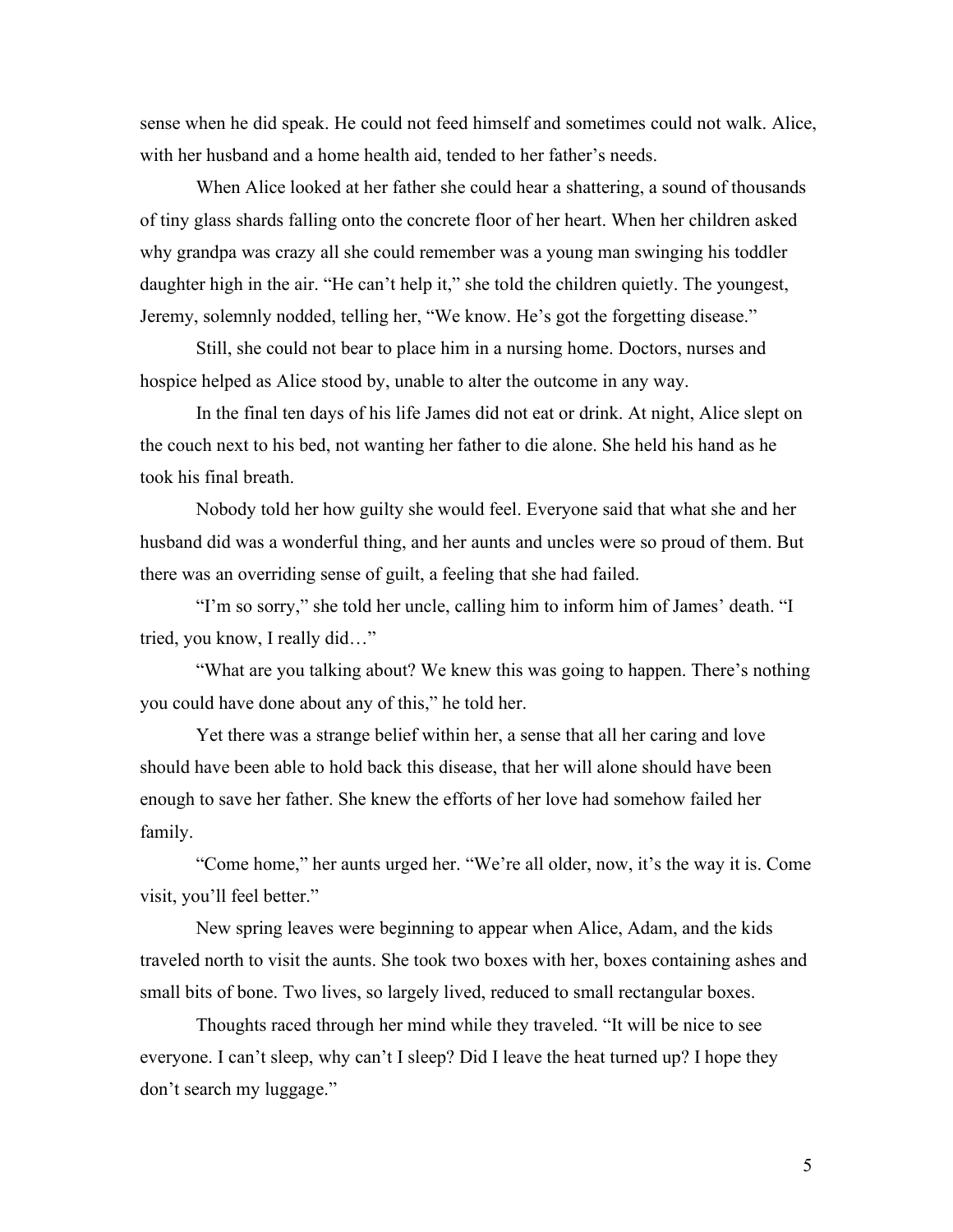sense when he did speak. He could not feed himself and sometimes could not walk. Alice, with her husband and a home health aid, tended to her father's needs.

When Alice looked at her father she could hear a shattering, a sound of thousands of tiny glass shards falling onto the concrete floor of her heart. When her children asked why grandpa was crazy all she could remember was a young man swinging his toddler daughter high in the air. "He can't help it," she told the children quietly. The youngest, Jeremy, solemnly nodded, telling her, "We know. He's got the forgetting disease."

Still, she could not bear to place him in a nursing home. Doctors, nurses and hospice helped as Alice stood by, unable to alter the outcome in any way.

In the final ten days of his life James did not eat or drink. At night, Alice slept on the couch next to his bed, not wanting her father to die alone. She held his hand as he took his final breath.

Nobody told her how guilty she would feel. Everyone said that what she and her husband did was a wonderful thing, and her aunts and uncles were so proud of them. But there was an overriding sense of guilt, a feeling that she had failed.

"I'm so sorry," she told her uncle, calling him to inform him of James' death. "I tried, you know, I really did…"

"What are you talking about? We knew this was going to happen. There's nothing you could have done about any of this," he told her.

Yet there was a strange belief within her, a sense that all her caring and love should have been able to hold back this disease, that her will alone should have been enough to save her father. She knew the efforts of her love had somehow failed her family.

"Come home," her aunts urged her. "We're all older, now, it's the way it is. Come visit, you'll feel better."

New spring leaves were beginning to appear when Alice, Adam, and the kids traveled north to visit the aunts. She took two boxes with her, boxes containing ashes and small bits of bone. Two lives, so largely lived, reduced to small rectangular boxes.

Thoughts raced through her mind while they traveled. "It will be nice to see everyone. I can't sleep, why can't I sleep? Did I leave the heat turned up? I hope they don't search my luggage."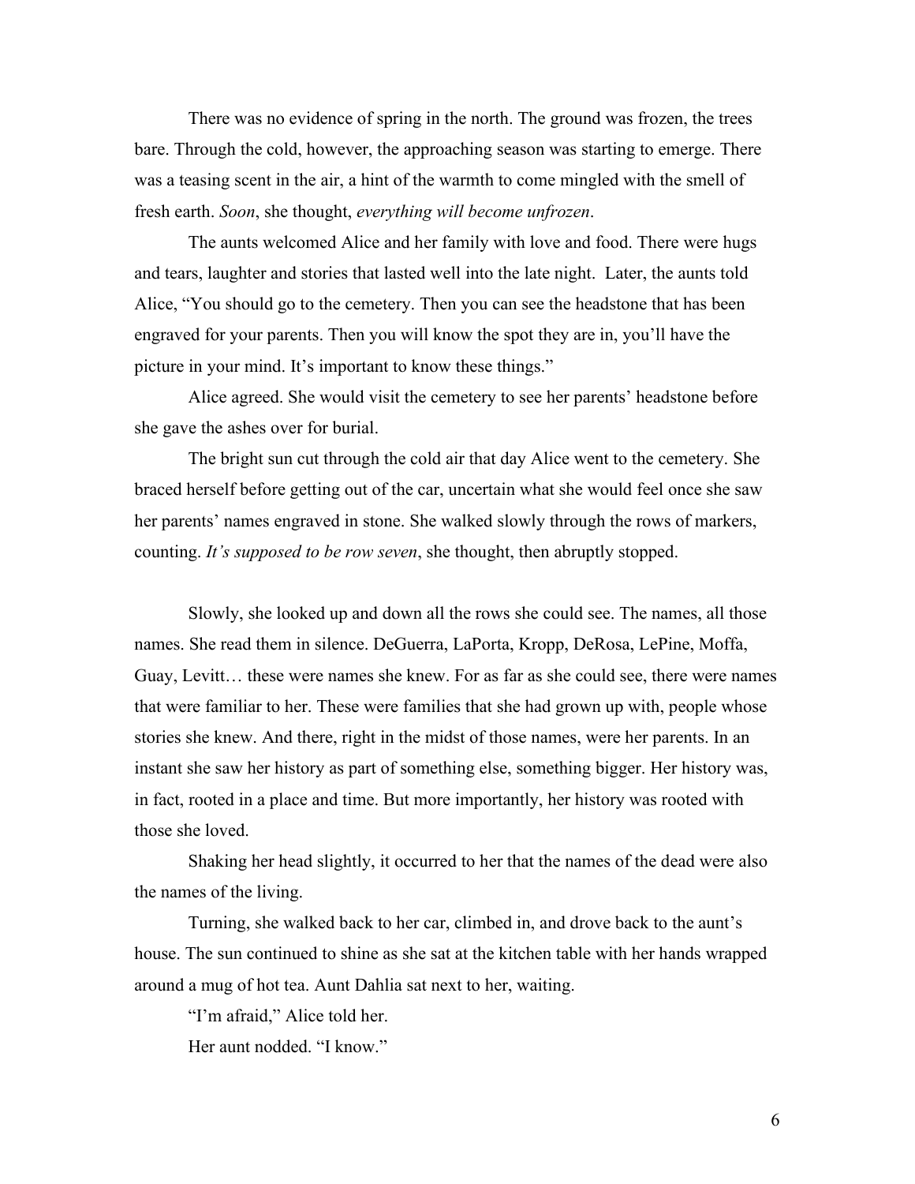There was no evidence of spring in the north. The ground was frozen, the trees bare. Through the cold, however, the approaching season was starting to emerge. There was a teasing scent in the air, a hint of the warmth to come mingled with the smell of fresh earth. *Soon*, she thought, *everything will become unfrozen*.

The aunts welcomed Alice and her family with love and food. There were hugs and tears, laughter and stories that lasted well into the late night. Later, the aunts told Alice, "You should go to the cemetery. Then you can see the headstone that has been engraved for your parents. Then you will know the spot they are in, you'll have the picture in your mind. It's important to know these things."

Alice agreed. She would visit the cemetery to see her parents' headstone before she gave the ashes over for burial.

The bright sun cut through the cold air that day Alice went to the cemetery. She braced herself before getting out of the car, uncertain what she would feel once she saw her parents' names engraved in stone. She walked slowly through the rows of markers, counting. *It's supposed to be row seven*, she thought, then abruptly stopped.

Slowly, she looked up and down all the rows she could see. The names, all those names. She read them in silence. DeGuerra, LaPorta, Kropp, DeRosa, LePine, Moffa, Guay, Levitt… these were names she knew. For as far as she could see, there were names that were familiar to her. These were families that she had grown up with, people whose stories she knew. And there, right in the midst of those names, were her parents. In an instant she saw her history as part of something else, something bigger. Her history was, in fact, rooted in a place and time. But more importantly, her history was rooted with those she loved.

Shaking her head slightly, it occurred to her that the names of the dead were also the names of the living.

Turning, she walked back to her car, climbed in, and drove back to the aunt's house. The sun continued to shine as she sat at the kitchen table with her hands wrapped around a mug of hot tea. Aunt Dahlia sat next to her, waiting.

"I'm afraid," Alice told her.

Her aunt nodded. "I know."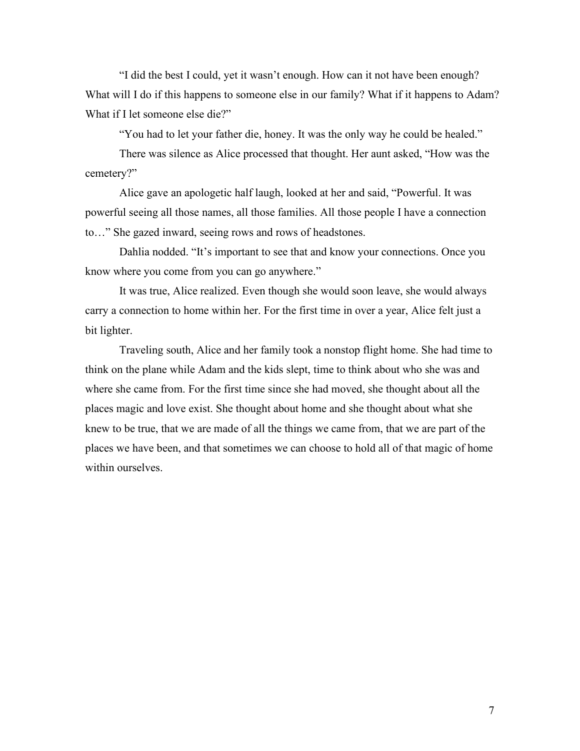"I did the best I could, yet it wasn't enough. How can it not have been enough? What will I do if this happens to someone else in our family? What if it happens to Adam? What if I let someone else die?"

"You had to let your father die, honey. It was the only way he could be healed."

There was silence as Alice processed that thought. Her aunt asked, "How was the cemetery?"

Alice gave an apologetic half laugh, looked at her and said, "Powerful. It was powerful seeing all those names, all those families. All those people I have a connection to…" She gazed inward, seeing rows and rows of headstones.

Dahlia nodded. "It's important to see that and know your connections. Once you know where you come from you can go anywhere."

It was true, Alice realized. Even though she would soon leave, she would always carry a connection to home within her. For the first time in over a year, Alice felt just a bit lighter.

Traveling south, Alice and her family took a nonstop flight home. She had time to think on the plane while Adam and the kids slept, time to think about who she was and where she came from. For the first time since she had moved, she thought about all the places magic and love exist. She thought about home and she thought about what she knew to be true, that we are made of all the things we came from, that we are part of the places we have been, and that sometimes we can choose to hold all of that magic of home within ourselves.